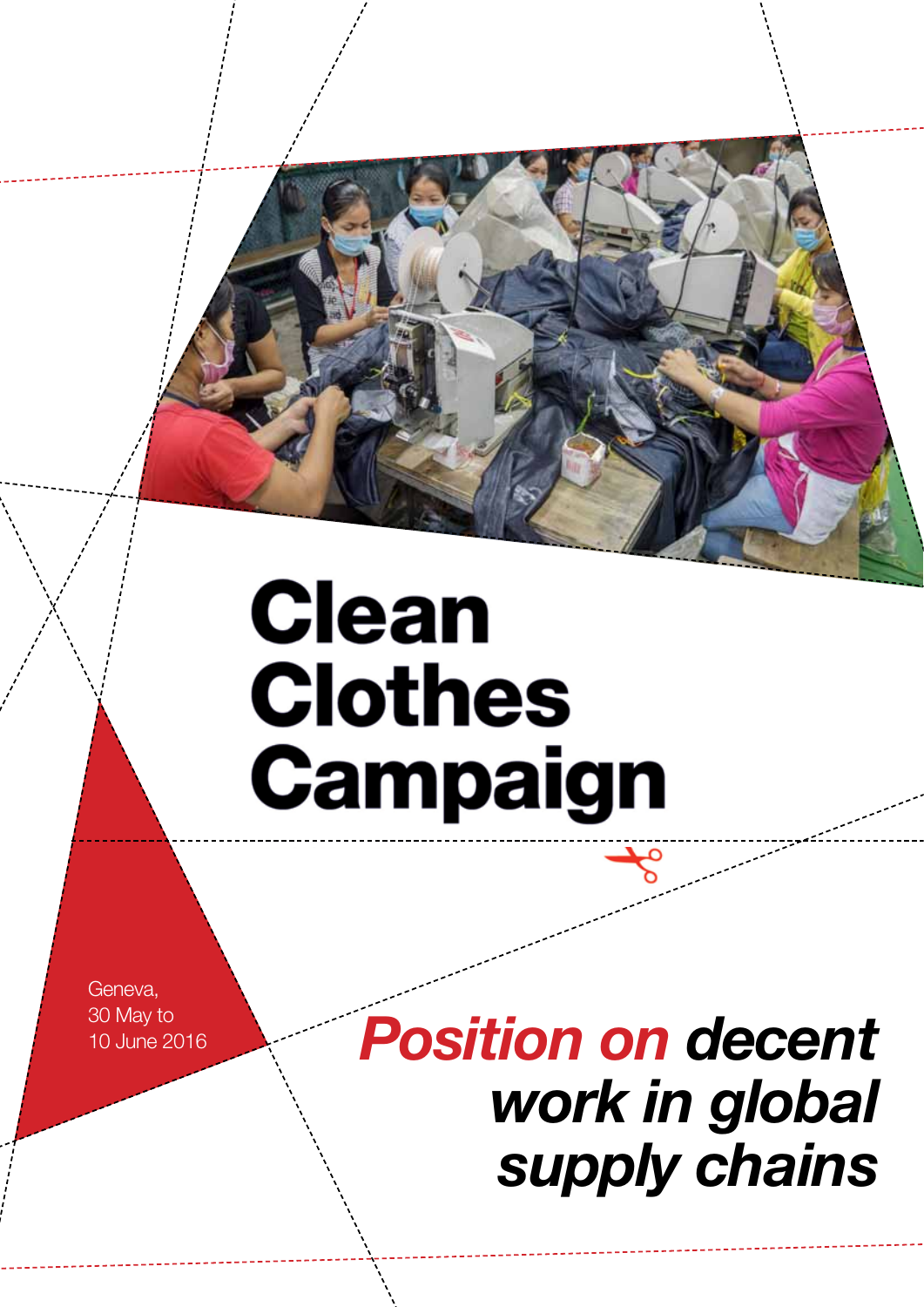# Clean Clothes Campaign

Geneva,
30 May to
10 June 2016

## *Position on decent work in global supply chains*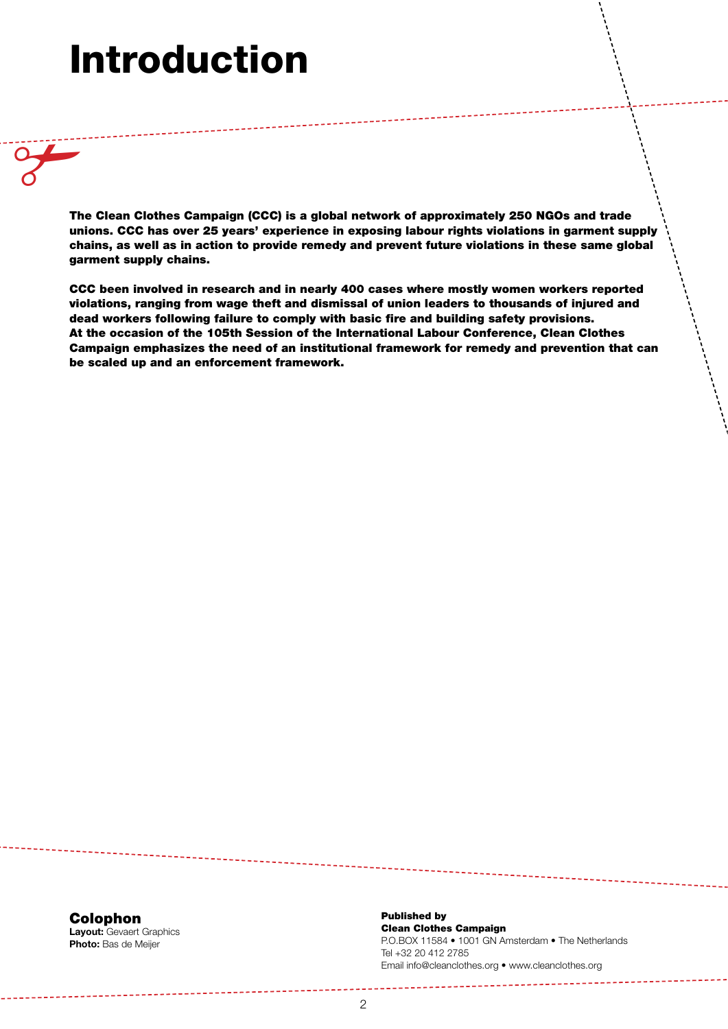# Introduction

**The Clean Clothes Campaign (CCC) is a global network of approximately 250 NGOs and trade unions. CCC has over 25 years' experience in exposing labour rights violations in garment supply chains, as well as in action to provide remedy and prevent future violations in these same global garment supply chains.**

**CCC been involved in research and in nearly 400 cases where mostly women workers reported violations, ranging from wage theft and dismissal of union leaders to thousands of injured and dead workers following failure to comply with basic fire and building safety provisions. At the occasion of the 105th Session of the International Labour Conference, Clean Clothes Campaign emphasizes the need of an institutional framework for remedy and prevention that can be scaled up and an enforcement framework.**

## Colophon

**Layout:** Gevaert Graphics
**Photo:** Bas de Meijer

**Published by**
**Clean Clothes Campaign**
P.O.BOX 11584 • 1001 GN Amsterdam • The Netherlands
Tel +32 20 412 2785
Email info@cleanclothes.org • www.cleanclothes.org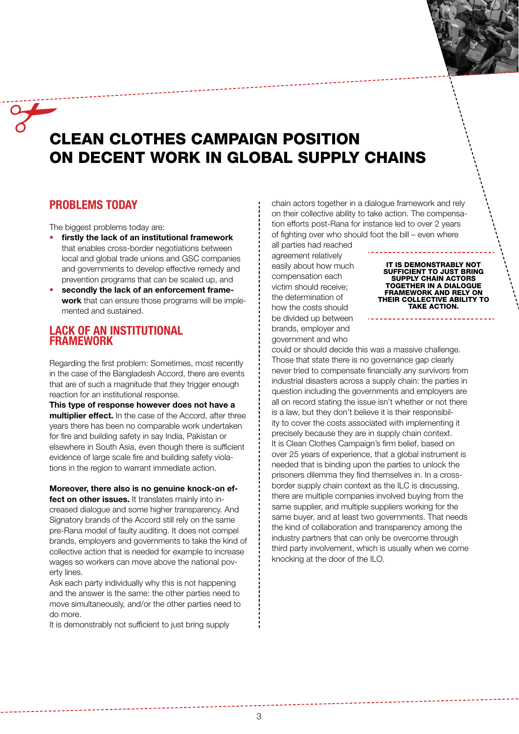# CLEAN CLOTHES CAMPAIGN POSITION ON DECENT WORK IN GLOBAL SUPPLY CHAINS

## PROBLEMS TODAY

The biggest problems today are:

- **firstly the lack of an institutional framework** that enables cross-border negotiations between local and global trade unions and GSC companies and governments to develop effective remedy and prevention programs that can be scaled up, and
- **secondly the lack of an enforcement framework** that can ensure those programs will be implemented and sustained.

## LACK OF AN INSTITUTIONAL FRAMEWORK

Regarding the first problem: Sometimes, most recently in the case of the Bangladesh Accord, there are events that are of such a magnitude that they trigger enough reaction for an institutional response.

**This type of response however does not have a multiplier effect.** In the case of the Accord, after three years there has been no comparable work undertaken for fire and building safety in say India, Pakistan or elsewhere in South Asia, even though there is sufficient evidence of large scale fire and building safety violations in the region to warrant immediate action.

**Moreover, there also is no genuine knock-on effect on other issues.** It translates mainly into increased dialogue and some higher transparency. And Signatory brands of the Accord still rely on the same pre-Rana model of faulty auditing. It does not compel brands, employers and governments to take the kind of collective action that is needed for example to increase wages so workers can move above the national poverty lines.

Ask each party individually why this is not happening and the answer is the same: the other parties need to move simultaneously, and/or the other parties need to do more.

It is demonstrably not sufficient to just bring supply chain actors together in a dialogue framework and rely on their collective ability to take action. The compensation efforts post-Rana for instance led to over 2 years of fighting over who should foot the bill – even where all parties had reached agreement relatively easily about how much compensation each victim should receive; the determination of how the costs should be divided up between brands, employer and government and who could or should decide this was a massive challenge.

**IT IS DEMONSTRABLY NOT SUFFICIENT TO JUST BRING SUPPLY CHAIN ACTORS TOGETHER IN A DIALOGUE FRAMEWORK AND RELY ON THEIR COLLECTIVE ABILITY TO TAKE ACTION.**

Those that state there is no governance gap clearly never tried to compensate financially any survivors from industrial disasters across a supply chain: the parties in question including the governments and employers are all on record stating the issue isn't whether or not there is a law, but they don't believe it is their responsibility to cover the costs associated with implementing it precisely because they are in supply chain context.

It is Clean Clothes Campaign's firm belief, based on over 25 years of experience, that a global instrument is needed that is binding upon the parties to unlock the prisoners dilemma they find themselves in. In a cross-border supply chain context as the ILC is discussing, there are multiple companies involved buying from the same supplier, and multiple suppliers working for the same buyer, and at least two governments. That needs the kind of collaboration and transparency among the industry partners that can only be overcome through third party involvement, which is usually when we come knocking at the door of the ILO.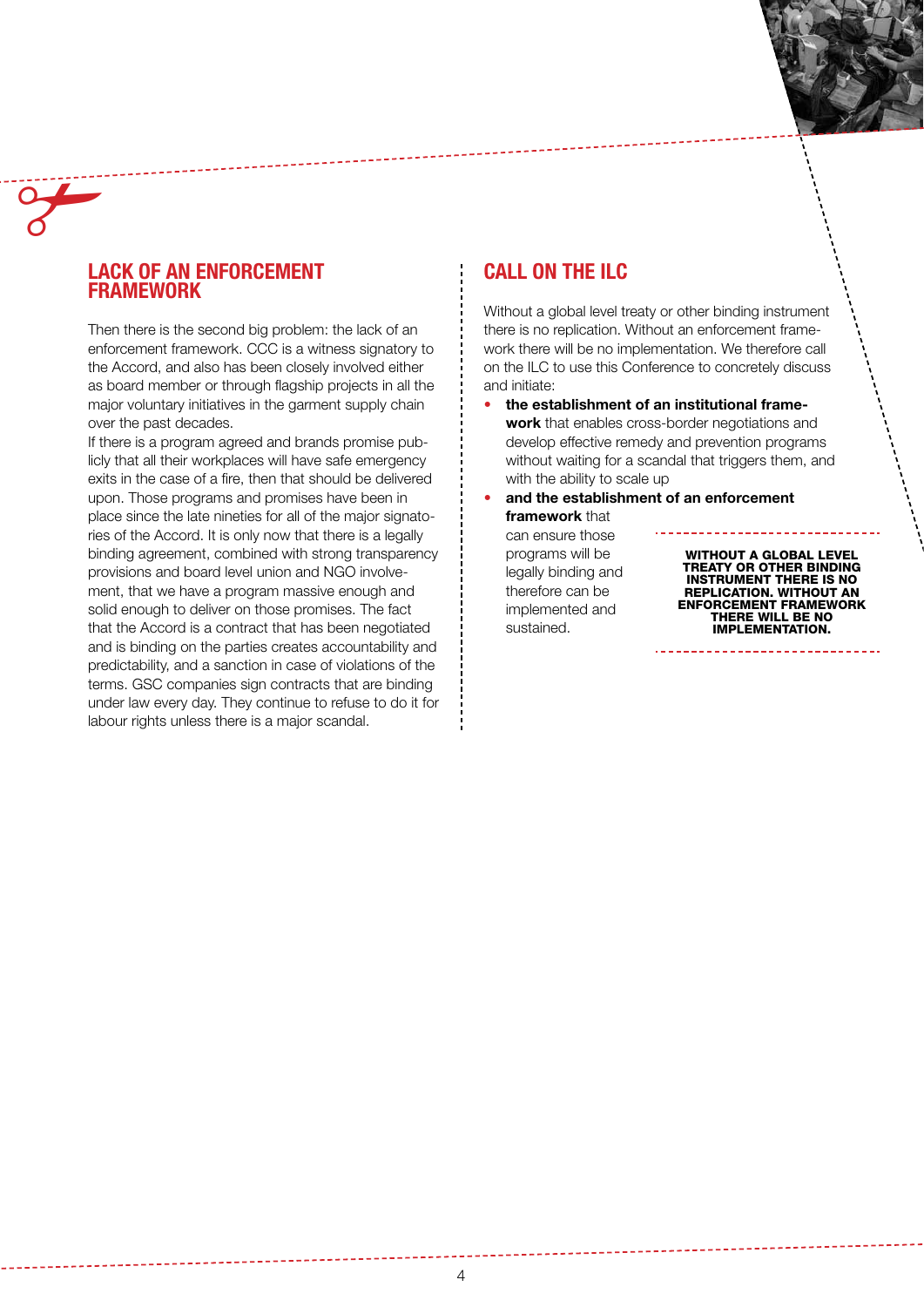## LACK OF AN ENFORCEMENT FRAMEWORK

Then there is the second big problem: the lack of an enforcement framework. CCC is a witness signatory to the Accord, and also has been closely involved either as board member or through flagship projects in all the major voluntary initiatives in the garment supply chain over the past decades.

If there is a program agreed and brands promise publicly that all their workplaces will have safe emergency exits in the case of a fire, then that should be delivered upon. Those programs and promises have been in place since the late nineties for all of the major signatories of the Accord. It is only now that there is a legally binding agreement, combined with strong transparency provisions and board level union and NGO involvement, that we have a program massive enough and solid enough to deliver on those promises. The fact that the Accord is a contract that has been negotiated and is binding on the parties creates accountability and predictability, and a sanction in case of violations of the terms. GSC companies sign contracts that are binding under law every day. They continue to refuse to do it for labour rights unless there is a major scandal.

## CALL ON THE ILC

Without a global level treaty or other binding instrument there is no replication. Without an enforcement framework there will be no implementation. We therefore call on the ILC to use this Conference to concretely discuss and initiate:

- **the establishment of an institutional framework** that enables cross-border negotiations and develop effective remedy and prevention programs without waiting for a scandal that triggers them, and with the ability to scale up
- **and the establishment of an enforcement framework** that can ensure those programs will be legally binding and therefore can be implemented and sustained.

**WITHOUT A GLOBAL LEVEL TREATY OR OTHER BINDING INSTRUMENT THERE IS NO REPLICATION. WITHOUT AN ENFORCEMENT FRAMEWORK THERE WILL BE NO IMPLEMENTATION.**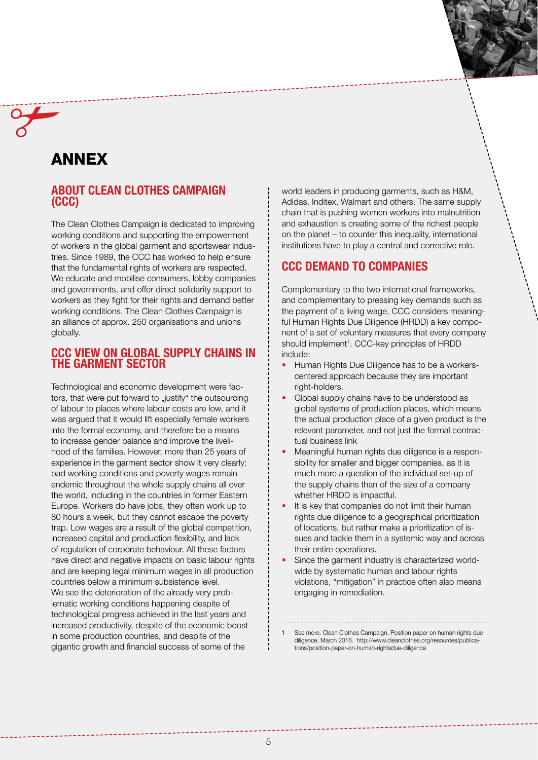# ANNEX

## ABOUT CLEAN CLOTHES CAMPAIGN (CCC)

The Clean Clothes Campaign is dedicated to improving working conditions and supporting the empowerment of workers in the global garment and sportswear industries. Since 1989, the CCC has worked to help ensure that the fundamental rights of workers are respected. We educate and mobilise consumers, lobby companies and governments, and offer direct solidarity support to workers as they fight for their rights and demand better working conditions. The Clean Clothes Campaign is an alliance of approx. 250 organisations and unions globally.

## CCC VIEW ON GLOBAL SUPPLY CHAINS IN THE GARMENT SECTOR

Technological and economic development were factors, that were put forward to „justify" the outsourcing of labour to places where labour costs are low, and it was argued that it would lift especially female workers into the formal economy, and therefore be a means to increase gender balance and improve the livelihood of the families. However, more than 25 years of experience in the garment sector show it very clearly: bad working conditions and poverty wages remain endemic throughout the whole supply chains all over the world, including in the countries in former Eastern Europe. Workers do have jobs, they often work up to 80 hours a week, but they cannot escape the poverty trap. Low wages are a result of the global competition, increased capital and production flexibility, and lack of regulation of corporate behaviour. All these factors have direct and negative impacts on basic labour rights and are keeping legal minimum wages in all production countries below a minimum subsistence level.
We see the deterioration of the already very problematic working conditions happening despite of technological progress achieved in the last years and increased productivity, despite of the economic boost in some production countries, and despite of the gigantic growth and financial success of some of the world leaders in producing garments, such as H&M, Adidas, Inditex, Walmart and others. The same supply chain that is pushing women workers into malnutrition and exhaustion is creating some of the richest people on the planet – to counter this inequality, international institutions have to play a central and corrective role.

## CCC DEMAND TO COMPANIES

Complementary to the two international frameworks, and complementary to pressing key demands such as the payment of a living wage, CCC considers meaningful Human Rights Due Diligence (HRDD) a key component of a set of voluntary measures that every company should implement[1]. CCC-key principles of HRDD include:

- Human Rights Due Diligence has to be a workers-centered approach because they are important right-holders.
- Global supply chains have to be understood as global systems of production places, which means the actual production place of a given product is the relevant parameter, and not just the formal contractual business link
- Meaningful human rights due diligence is a responsibility for smaller and bigger companies, as it is much more a question of the individual set-up of the supply chains than of the size of a company whether HRDD is impactful.
- It is key that companies do not limit their human rights due diligence to a geographical prioritization of locations, but rather make a prioritization of issues and tackle them in a systemic way and across their entire operations.
- Since the garment industry is characterized worldwide by systematic human and labour rights violations, "mitigation" in practice often also means engaging in remediation.

---

1 See more: Clean Clothes Campaign, Position paper on human rights due diligence, March 2016. http://www.cleanclothes.org/resources/publications/position-paper-on-human-rightsdue-diligence